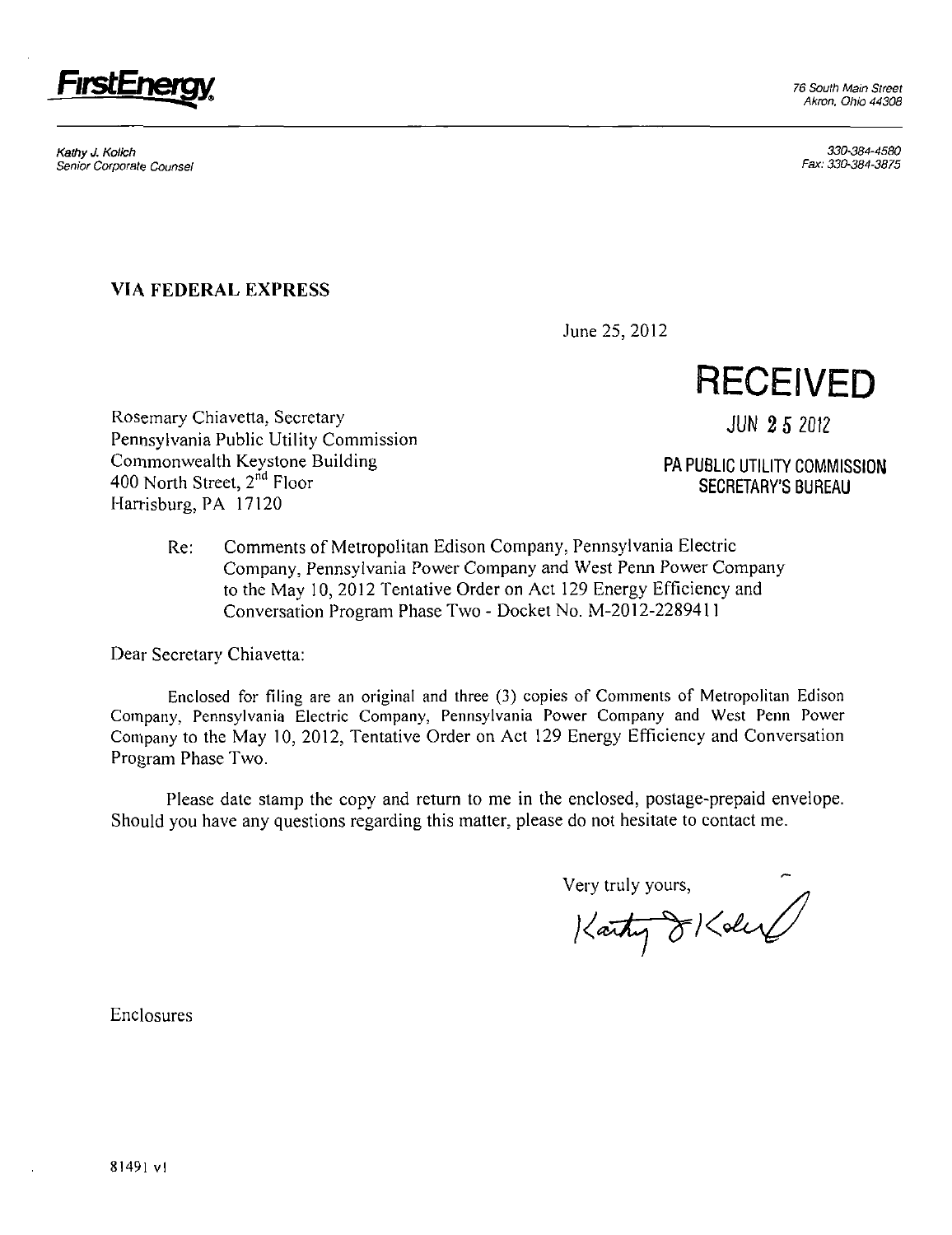**FirstEnergy**

76 South Main Street
Akron, Ohio 44308

Kathy J. Kolich
Senior Corporate Counsel

330-384-4580
Fax: 330-384-3875

**VIA FEDERAL EXPRESS**

June 25, 2012

**RECEIVED**

JUN 25 2012

**PA PUBLIC UTILITY COMMISSION**
**SECRETARY'S BUREAU**

Rosemary Chiavetta, Secretary
Pennsylvania Public Utility Commission
Commonwealth Keystone Building
400 North Street, 2nd Floor
Harrisburg, PA 17120

Re: Comments of Metropolitan Edison Company, Pennsylvania Electric Company, Pennsylvania Power Company and West Penn Power Company to the May 10, 2012 Tentative Order on Act 129 Energy Efficiency and Conversation Program Phase Two - Docket No. M-2012-2289411

Dear Secretary Chiavetta:

Enclosed for filing are an original and three (3) copies of Comments of Metropolitan Edison Company, Pennsylvania Electric Company, Pennsylvania Power Company and West Penn Power Company to the May 10, 2012, Tentative Order on Act 129 Energy Efficiency and Conversation Program Phase Two.

Please date stamp the copy and return to me in the enclosed, postage-prepaid envelope. Should you have any questions regarding this matter, please do not hesitate to contact me.

Very truly yours,

Kathy J Kolich

Enclosures

81491 v1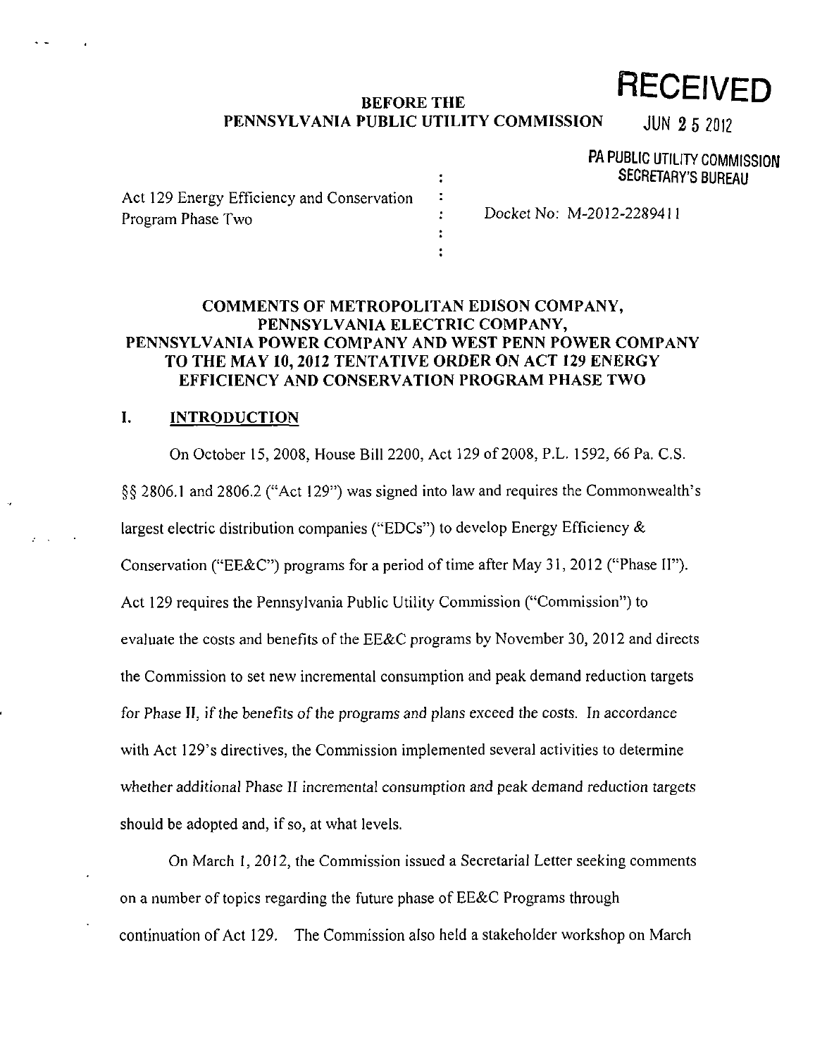**BEFORE THE PENNSYLVANIA PUBLIC UTILITY COMMISSION**

**RECEIVED**

JUN 2 5 2012

PA PUBLIC UTILITY COMMISSION SECRETARY'S BUREAU

Act 129 Energy Efficiency and Conservation Program Phase Two

Docket No: M-2012-2289411

## COMMENTS OF METROPOLITAN EDISON COMPANY, PENNSYLVANIA ELECTRIC COMPANY, PENNSYLVANIA POWER COMPANY AND WEST PENN POWER COMPANY TO THE MAY 10, 2012 TENTATIVE ORDER ON ACT 129 ENERGY EFFICIENCY AND CONSERVATION PROGRAM PHASE TWO

### I. INTRODUCTION

On October 15, 2008, House Bill 2200, Act 129 of 2008, P.L. 1592, 66 Pa. C.S. §§ 2806.1 and 2806.2 ("Act 129") was signed into law and requires the Commonwealth's largest electric distribution companies ("EDCs") to develop Energy Efficiency & Conservation ("EE&C") programs for a period of time after May 31, 2012 ("Phase II"). Act 129 requires the Pennsylvania Public Utility Commission ("Commission") to evaluate the costs and benefits of the EE&C programs by November 30, 2012 and directs the Commission to set new incremental consumption and peak demand reduction targets for Phase II, if the benefits of the programs and plans exceed the costs. In accordance with Act 129's directives, the Commission implemented several activities to determine whether additional Phase II incremental consumption and peak demand reduction targets should be adopted and, if so, at what levels.

On March 1, 2012, the Commission issued a Secretarial Letter seeking comments on a number of topics regarding the future phase of EE&C Programs through continuation of Act 129. The Commission also held a stakeholder workshop on March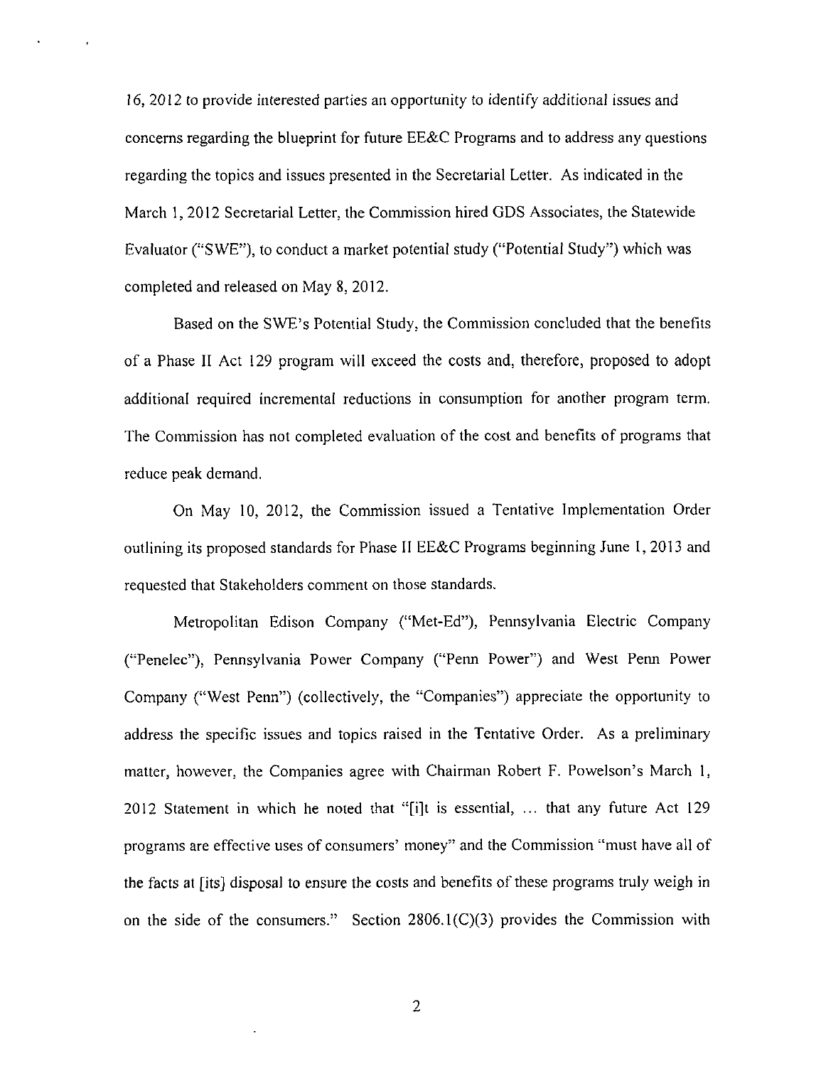16, 2012 to provide interested parties an opportunity to identify additional issues and concerns regarding the blueprint for future EE&C Programs and to address any questions regarding the topics and issues presented in the Secretarial Letter. As indicated in the March 1, 2012 Secretarial Letter, the Commission hired GDS Associates, the Statewide Evaluator ("SWE"), to conduct a market potential study ("Potential Study") which was completed and released on May 8, 2012.

Based on the SWE's Potential Study, the Commission concluded that the benefits of a Phase II Act 129 program will exceed the costs and, therefore, proposed to adopt additional required incremental reductions in consumption for another program term. The Commission has not completed evaluation of the cost and benefits of programs that reduce peak demand.

On May 10, 2012, the Commission issued a Tentative Implementation Order outlining its proposed standards for Phase II EE&C Programs beginning June 1, 2013 and requested that Stakeholders comment on those standards.

Metropolitan Edison Company ("Met-Ed"), Pennsylvania Electric Company ("Penelec"), Pennsylvania Power Company ("Penn Power") and West Penn Power Company ("West Penn") (collectively, the "Companies") appreciate the opportunity to address the specific issues and topics raised in the Tentative Order. As a preliminary matter, however, the Companies agree with Chairman Robert F. Powelson's March 1, 2012 Statement in which he noted that "[i]t is essential, ... that any future Act 129 programs are effective uses of consumers' money" and the Commission "must have all of the facts at [its] disposal to ensure the costs and benefits of these programs truly weigh in on the side of the consumers." Section 2806.1(C)(3) provides the Commission with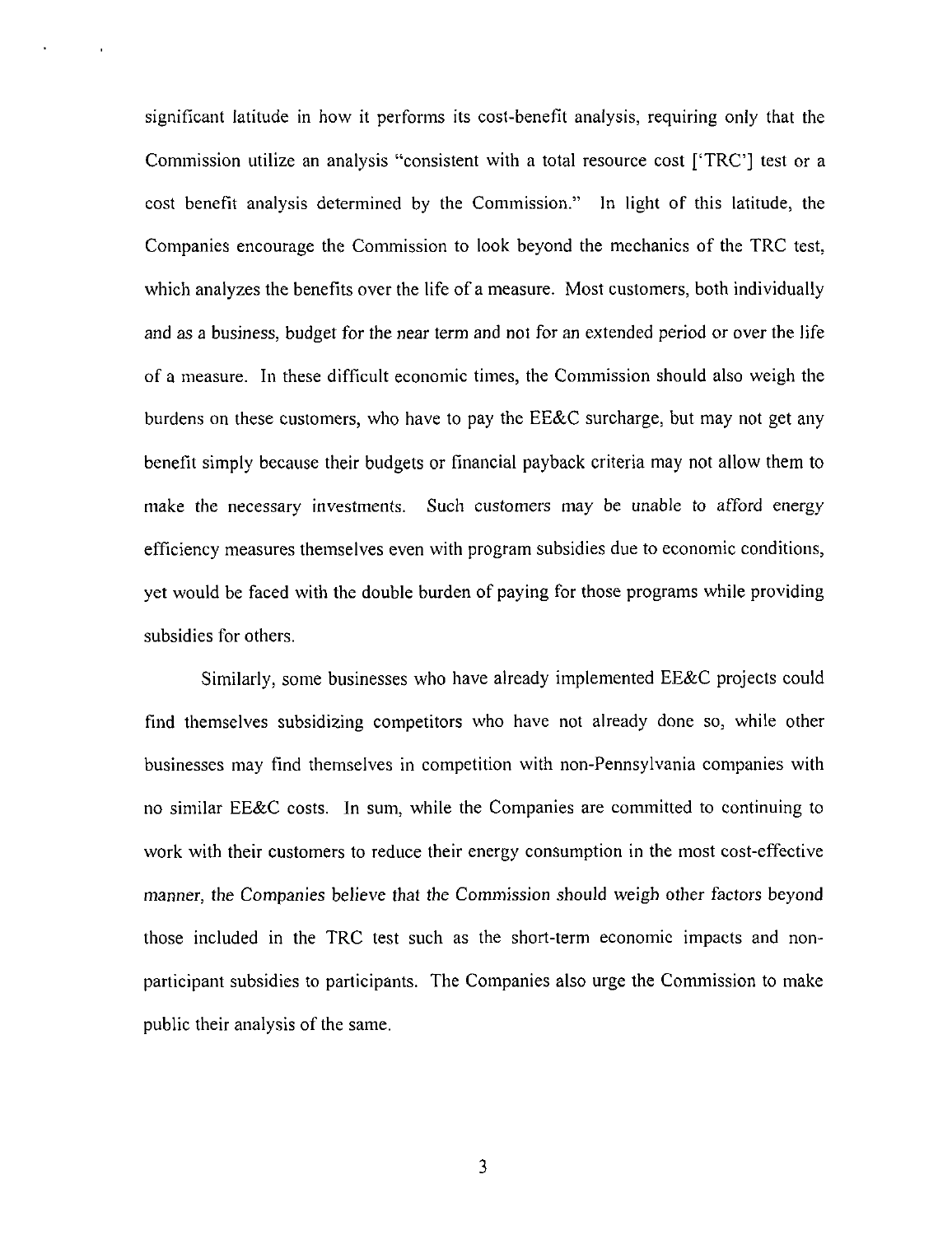significant latitude in how it performs its cost-benefit analysis, requiring only that the Commission utilize an analysis "consistent with a total resource cost ['TRC'] test or a cost benefit analysis determined by the Commission." In light of this latitude, the Companies encourage the Commission to look beyond the mechanics of the TRC test, which analyzes the benefits over the life of a measure. Most customers, both individually and as a business, budget for the near term and not for an extended period or over the life of a measure. In these difficult economic times, the Commission should also weigh the burdens on these customers, who have to pay the EE&C surcharge, but may not get any benefit simply because their budgets or financial payback criteria may not allow them to make the necessary investments. Such customers may be unable to afford energy efficiency measures themselves even with program subsidies due to economic conditions, yet would be faced with the double burden of paying for those programs while providing subsidies for others.

Similarly, some businesses who have already implemented EE&C projects could find themselves subsidizing competitors who have not already done so, while other businesses may find themselves in competition with non-Pennsylvania companies with no similar EE&C costs. In sum, while the Companies are committed to continuing to work with their customers to reduce their energy consumption in the most cost-effective manner, the Companies believe that the Commission should weigh other factors beyond those included in the TRC test such as the short-term economic impacts and non-participant subsidies to participants. The Companies also urge the Commission to make public their analysis of the same.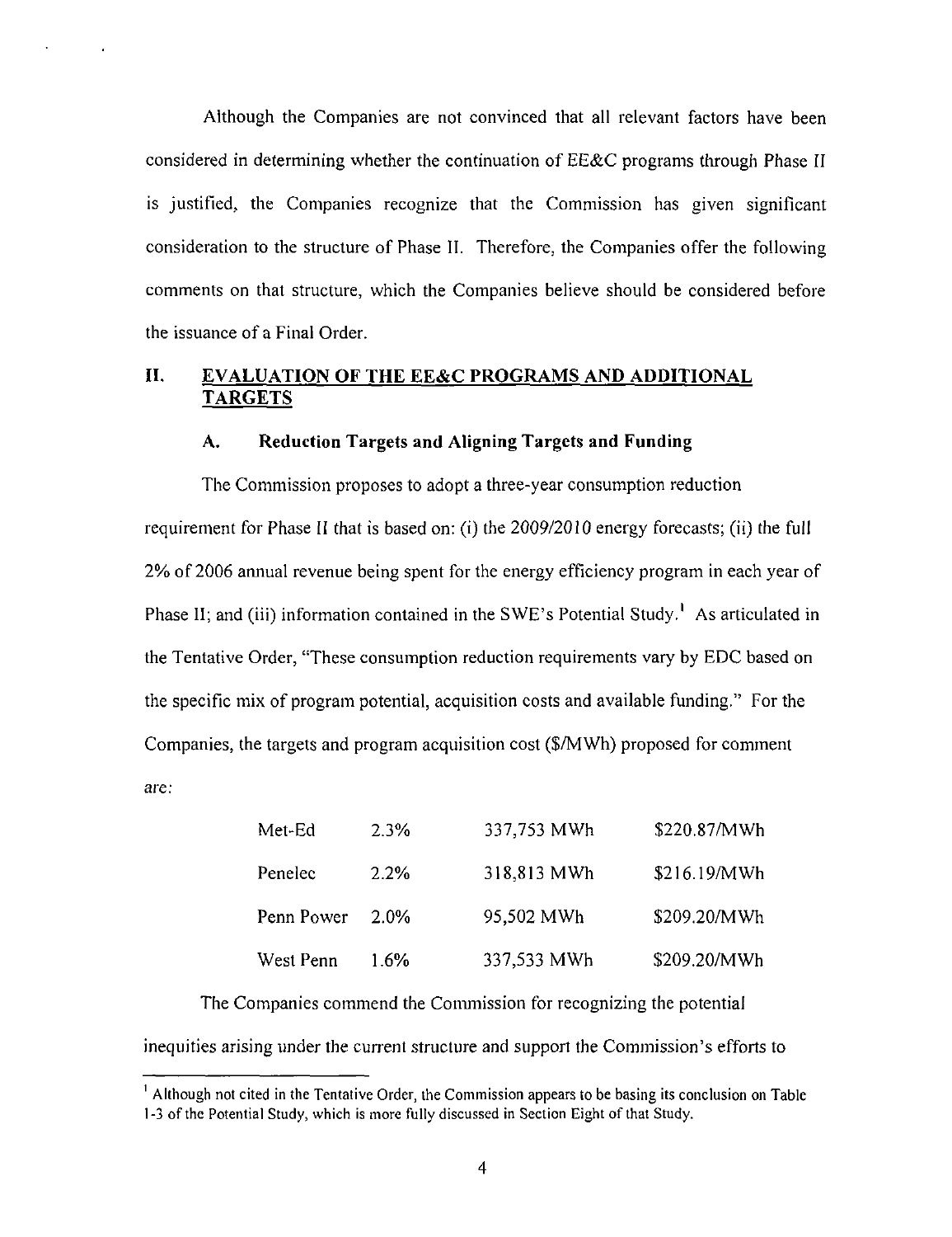Although the Companies are not convinced that all relevant factors have been considered in determining whether the continuation of EE&C programs through Phase II is justified, the Companies recognize that the Commission has given significant consideration to the structure of Phase II. Therefore, the Companies offer the following comments on that structure, which the Companies believe should be considered before the issuance of a Final Order.

## II. EVALUATION OF THE EE&C PROGRAMS AND ADDITIONAL TARGETS

### A. Reduction Targets and Aligning Targets and Funding

The Commission proposes to adopt a three-year consumption reduction requirement for Phase II that is based on: (i) the 2009/2010 energy forecasts; (ii) the full 2% of 2006 annual revenue being spent for the energy efficiency program in each year of Phase II; and (iii) information contained in the SWE's Potential Study.[1] As articulated in the Tentative Order, "These consumption reduction requirements vary by EDC based on the specific mix of program potential, acquisition costs and available funding." For the Companies, the targets and program acquisition cost ($/MWh) proposed for comment are:

| | | | |
|---|---|---|---|
| Met-Ed | 2.3% | 337,753 MWh | $220.87/MWh |
| Penelec | 2.2% | 318,813 MWh | $216.19/MWh |
| Penn Power | 2.0% | 95,502 MWh | $209.20/MWh |
| West Penn | 1.6% | 337,533 MWh | $209.20/MWh |

The Companies commend the Commission for recognizing the potential inequities arising under the current structure and support the Commission's efforts to

[1] Although not cited in the Tentative Order, the Commission appears to be basing its conclusion on Table 1-3 of the Potential Study, which is more fully discussed in Section Eight of that Study.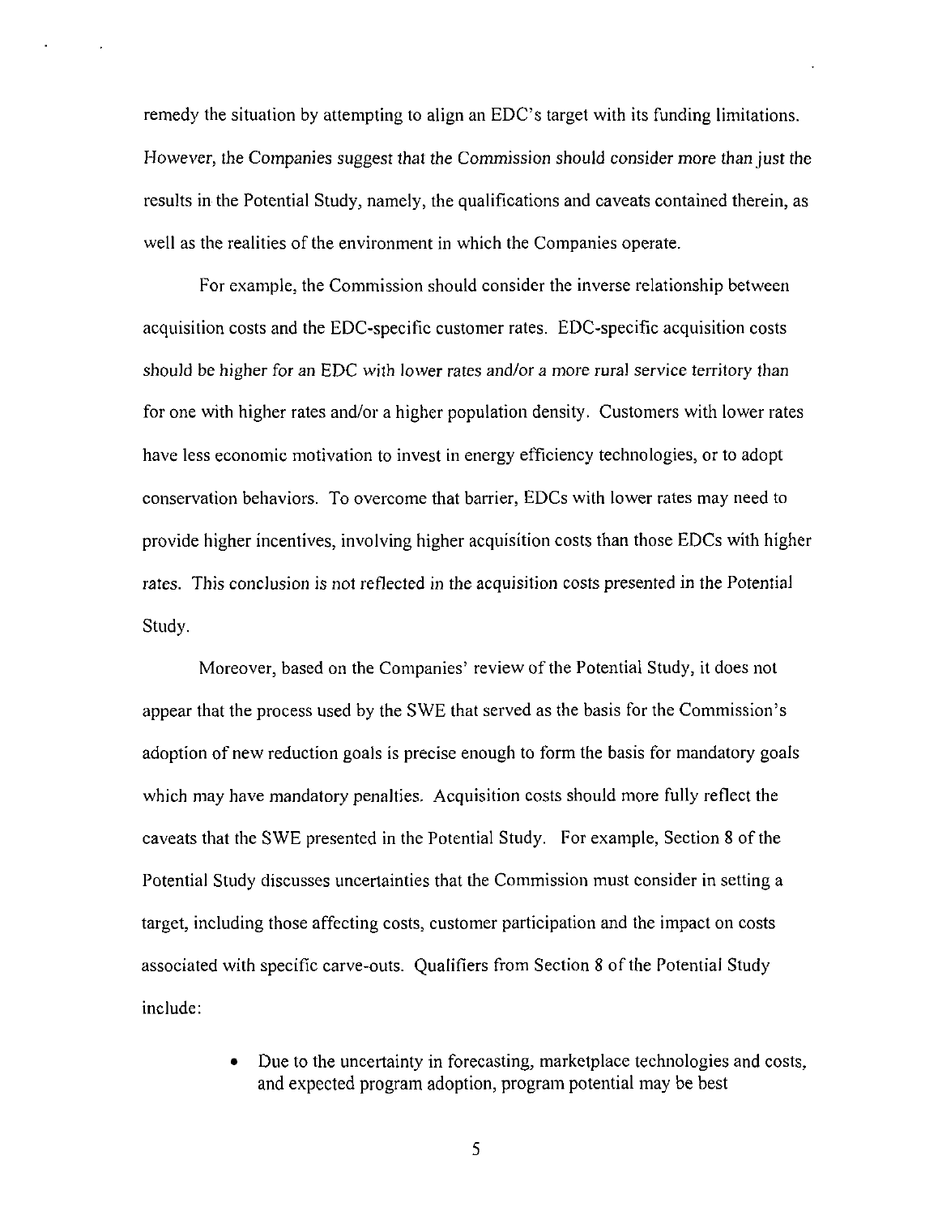remedy the situation by attempting to align an EDC's target with its funding limitations. However, the Companies suggest that the Commission should consider more than just the results in the Potential Study, namely, the qualifications and caveats contained therein, as well as the realities of the environment in which the Companies operate.

For example, the Commission should consider the inverse relationship between acquisition costs and the EDC-specific customer rates. EDC-specific acquisition costs should be higher for an EDC with lower rates and/or a more rural service territory than for one with higher rates and/or a higher population density. Customers with lower rates have less economic motivation to invest in energy efficiency technologies, or to adopt conservation behaviors. To overcome that barrier, EDCs with lower rates may need to provide higher incentives, involving higher acquisition costs than those EDCs with higher rates. This conclusion is not reflected in the acquisition costs presented in the Potential Study.

Moreover, based on the Companies' review of the Potential Study, it does not appear that the process used by the SWE that served as the basis for the Commission's adoption of new reduction goals is precise enough to form the basis for mandatory goals which may have mandatory penalties. Acquisition costs should more fully reflect the caveats that the SWE presented in the Potential Study. For example, Section 8 of the Potential Study discusses uncertainties that the Commission must consider in setting a target, including those affecting costs, customer participation and the impact on costs associated with specific carve-outs. Qualifiers from Section 8 of the Potential Study include:

- Due to the uncertainty in forecasting, marketplace technologies and costs, and expected program adoption, program potential may be best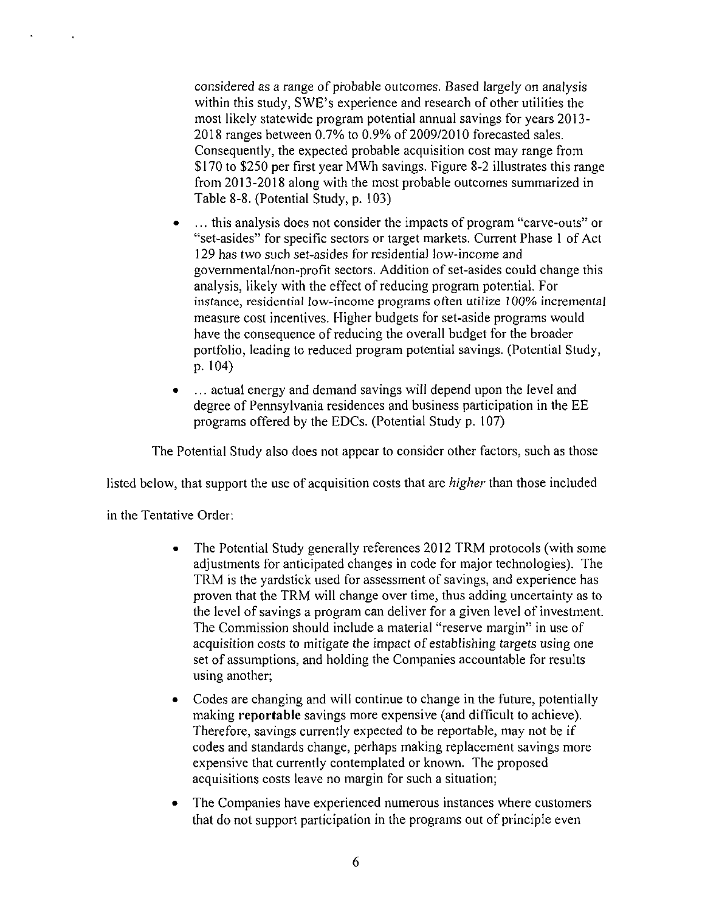considered as a range of probable outcomes. Based largely on analysis within this study, SWE's experience and research of other utilities the most likely statewide program potential annual savings for years 2013-2018 ranges between 0.7% to 0.9% of 2009/2010 forecasted sales. Consequently, the expected probable acquisition cost may range from $170 to $250 **per** first year MWh savings. Figure 8-2 illustrates this range from 2013-2018 along with the most probable outcomes summarized in Table 8-8. (Potential Study, p. 103)

- … this analysis does not consider the impacts of program "carve-outs" or "set-asides" for specific sectors or target markets. Current Phase 1 of Act 129 has two such set-asides for residential low-income and governmental/non-profit sectors. Addition of set-asides could change this analysis, likely with the effect of reducing program potential. For instance, residential low-income programs often utilize 100% incremental measure cost incentives. Higher budgets for set-aside programs would have the consequence of reducing the overall budget for the broader portfolio, leading to reduced program potential savings. (Potential Study, p. 104)

- … actual energy and demand savings will depend upon the level and degree of Pennsylvania residences and business participation in the EE programs offered by the EDCs. (Potential Study p. 107)

The Potential Study also does not appear to consider other factors, such as those listed below, that support the use of acquisition costs that are *higher* than those included in the Tentative Order:

- The Potential Study generally references 2012 TRM protocols (with some adjustments for anticipated changes in code for major technologies). The TRM is the yardstick used for assessment of savings, and experience has proven that the TRM will change over time, thus adding uncertainty as to the level of savings a program can deliver for a given level of investment. The Commission should include a material "reserve margin" in use of acquisition costs to mitigate the impact of establishing targets using one set of assumptions, and holding the Companies accountable for results using another;

- Codes are changing and will continue to change in the future, potentially making **reportable** savings more expensive (and difficult to achieve). Therefore, savings currently expected to be reportable, may not be if codes and standards change, perhaps making replacement savings more expensive that currently contemplated or known. The proposed acquisitions costs leave no margin for such a situation;

- The Companies have experienced numerous instances where customers that do not support participation in the programs out of principle even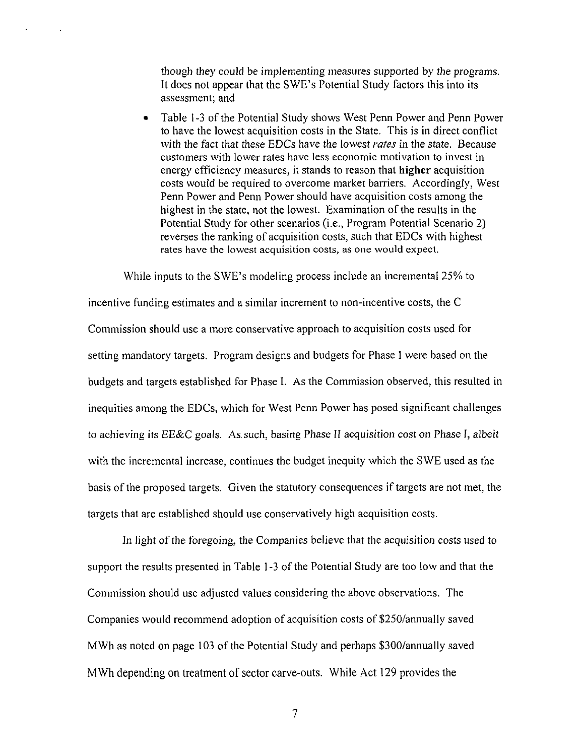though they could be implementing measures supported by the programs. It does not appear that the SWE's Potential Study factors this into its assessment; and

- Table 1-3 of the Potential Study shows West Penn Power and Penn Power to have the lowest acquisition costs in the State. This is in direct conflict with the fact that these EDCs have the lowest *rates* in the state. Because customers with lower rates have less economic motivation to invest in energy efficiency measures, it stands to reason that **higher** acquisition costs would be required to overcome market barriers. Accordingly, West Penn Power and Penn Power should have acquisition costs among the highest in the state, not the lowest. Examination of the results in the Potential Study for other scenarios (i.e., Program Potential Scenario 2) reverses the ranking of acquisition costs, such that EDCs with highest rates have the lowest acquisition costs, as one would expect.

While inputs to the SWE's modeling process include an incremental 25% to incentive funding estimates and a similar increment to non-incentive costs, the C Commission should use a more conservative approach to acquisition costs used for setting mandatory targets. Program designs and budgets for Phase I were based on the budgets and targets established for Phase I. As the Commission observed, this resulted in inequities among the EDCs, which for West Penn Power has posed significant challenges to achieving its EE&C goals. As such, basing Phase II acquisition cost on Phase I, albeit with the incremental increase, continues the budget inequity which the SWE used as the basis of the proposed targets. Given the statutory consequences if targets are not met, the targets that are established should use conservatively high acquisition costs.

In light of the foregoing, the Companies believe that the acquisition costs used to support the results presented in Table 1-3 of the Potential Study are too low and that the Commission should use adjusted values considering the above observations. The Companies would recommend adoption of acquisition costs of $250/annually saved MWh as noted on page 103 of the Potential Study and perhaps $300/annually saved MWh depending on treatment of sector carve-outs. While Act 129 provides the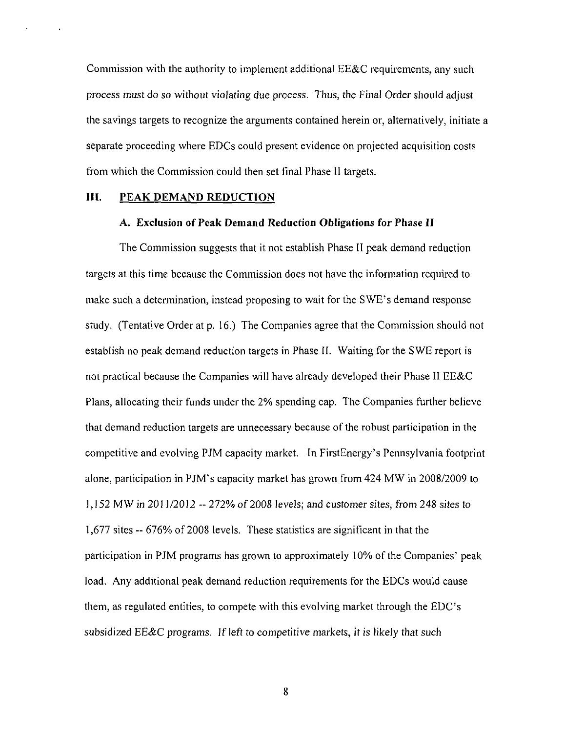Commission with the authority to implement additional EE&C requirements, any such process must do so without violating due process. Thus, the Final Order should adjust the savings targets to recognize the arguments contained herein or, alternatively, initiate a separate proceeding where EDCs could present evidence on projected acquisition costs from which the Commission could then set final Phase II targets.

## III. PEAK DEMAND REDUCTION

### A. Exclusion of Peak Demand Reduction Obligations for Phase II

The Commission suggests that it not establish Phase II peak demand reduction targets at this time because the Commission does not have the information required to make such a determination, instead proposing to wait for the SWE's demand response study. (Tentative Order at p. 16.) The Companies agree that the Commission should not establish no peak demand reduction targets in Phase II. Waiting for the SWE report is not practical because the Companies will have already developed their Phase II EE&C Plans, allocating their funds under the 2% spending cap. The Companies further believe that demand reduction targets are unnecessary because of the robust participation in the competitive and evolving PJM capacity market. In FirstEnergy's Pennsylvania footprint alone, participation in PJM's capacity market has grown from 424 MW in 2008/2009 to 1,152 MW in 2011/2012 -- 272% of 2008 levels; and customer sites, from 248 sites to 1,677 sites -- 676% of 2008 levels. These statistics are significant in that the participation in PJM programs has grown to approximately 10% of the Companies' peak load. Any additional peak demand reduction requirements for the EDCs would cause them, as regulated entities, to compete with this evolving market through the EDC's subsidized EE&C programs. If left to competitive markets, it is likely that such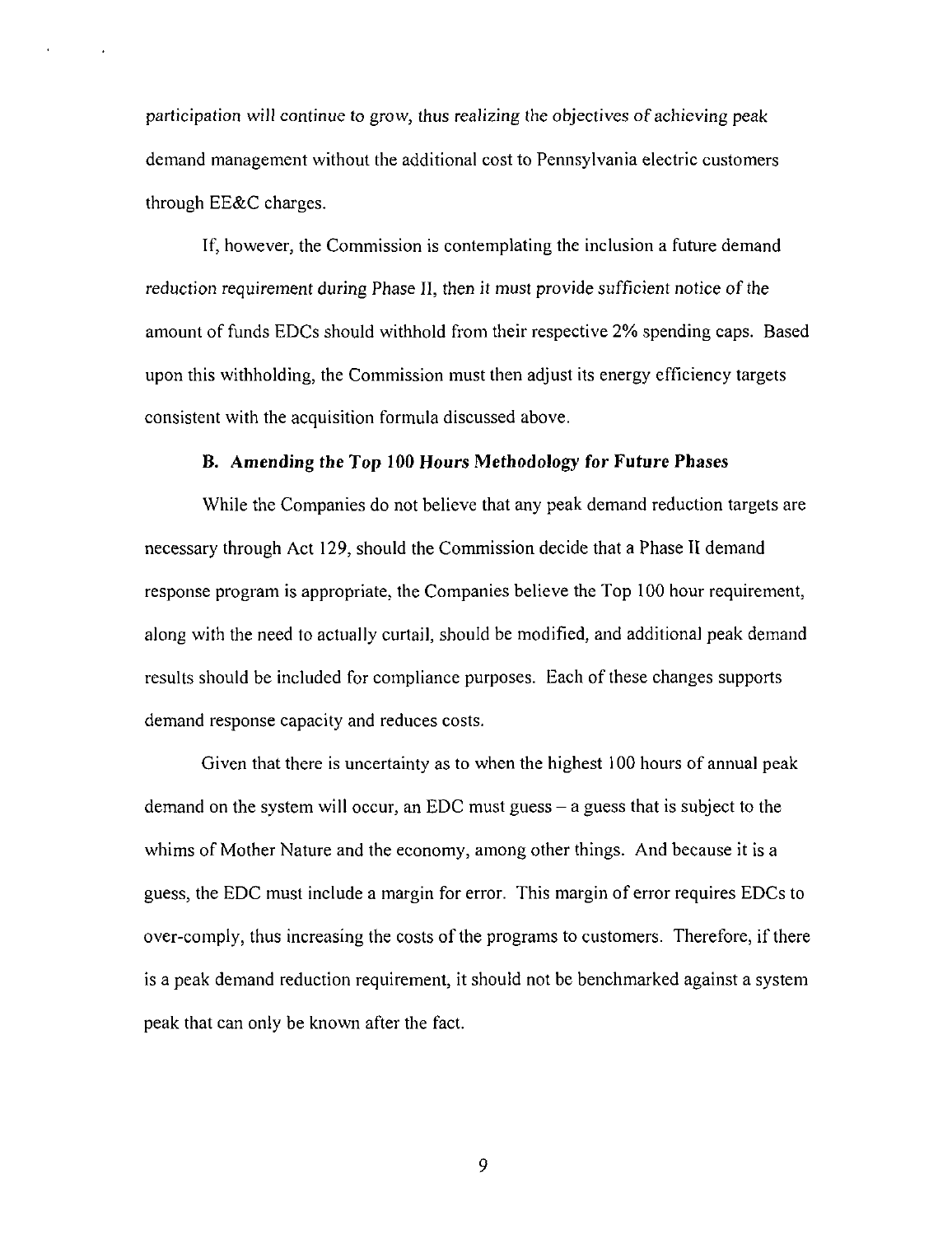participation will continue to grow, thus realizing the objectives of achieving peak demand management without the additional cost to Pennsylvania electric customers through EE&C charges.

If, however, the Commission is contemplating the inclusion a future demand reduction requirement during Phase II, then it must provide sufficient notice of the amount of funds EDCs should withhold from their respective 2% spending caps. Based upon this withholding, the Commission must then adjust its energy efficiency targets consistent with the acquisition formula discussed above.

### B. Amending the Top 100 Hours Methodology for Future Phases

While the Companies do not believe that any peak demand reduction targets are necessary through Act 129, should the Commission decide that a Phase II demand response program is appropriate, the Companies believe the Top 100 hour requirement, along with the need to actually curtail, should be modified, and additional peak demand results should be included for compliance purposes. Each of these changes supports demand response capacity and reduces costs.

Given that there is uncertainty as to when the highest 100 hours of annual peak demand on the system will occur, an EDC must guess – a guess that is subject to the whims of Mother Nature and the economy, among other things. And because it is a guess, the EDC must include a margin for error. This margin of error requires EDCs to over-comply, thus increasing the costs of the programs to customers. Therefore, if there is a peak demand reduction requirement, it should not be benchmarked against a system peak that can only be known after the fact.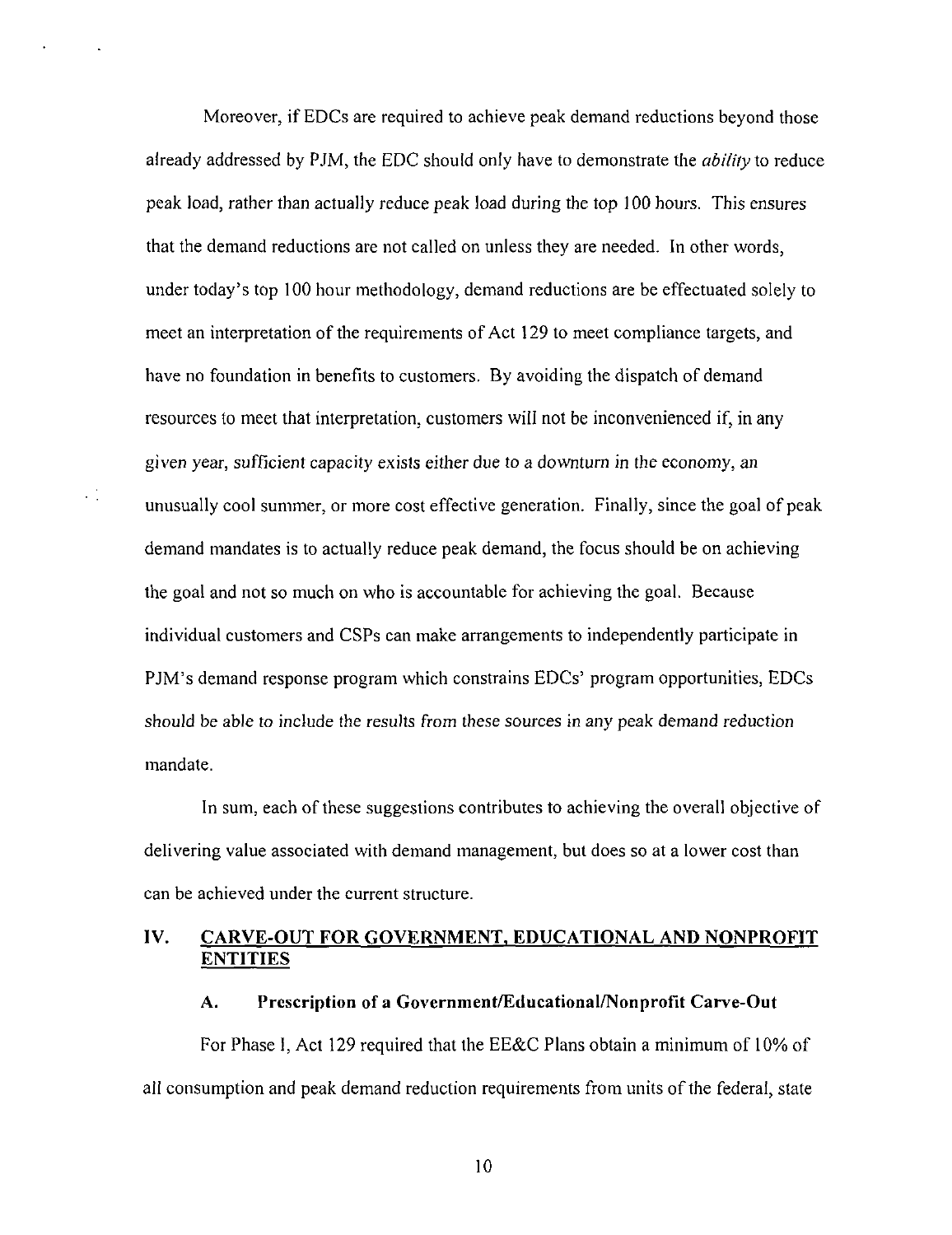Moreover, if EDCs are required to achieve peak demand reductions beyond those already addressed by PJM, the EDC should only have to demonstrate the *ability* to reduce peak load, rather than actually reduce peak load during the top 100 hours. This ensures that the demand reductions are not called on unless they are needed. In other words, under today's top 100 hour methodology, demand reductions are be effectuated solely to meet an interpretation of the requirements of Act 129 to meet compliance targets, and have no foundation in benefits to customers. By avoiding the dispatch of demand resources to meet that interpretation, customers will not be inconvenienced if, in any given year, sufficient capacity exists either due to a downturn in the economy, an unusually cool summer, or more cost effective generation. Finally, since the goal of peak demand mandates is to actually reduce peak demand, the focus should be on achieving the goal and not so much on who is accountable for achieving the goal. Because individual customers and CSPs can make arrangements to independently participate in PJM's demand response program which constrains EDCs' program opportunities, EDCs should be able to include the results from these sources in any peak demand reduction mandate.

In sum, each of these suggestions contributes to achieving the overall objective of delivering value associated with demand management, but does so at a lower cost than can be achieved under the current structure.

## IV. CARVE-OUT FOR GOVERNMENT, EDUCATIONAL AND NONPROFIT ENTITIES

### A. Prescription of a Government/Educational/Nonprofit Carve-Out

For Phase I, Act 129 required that the EE&C Plans obtain a minimum of 10% of all consumption and peak demand reduction requirements from units of the federal, state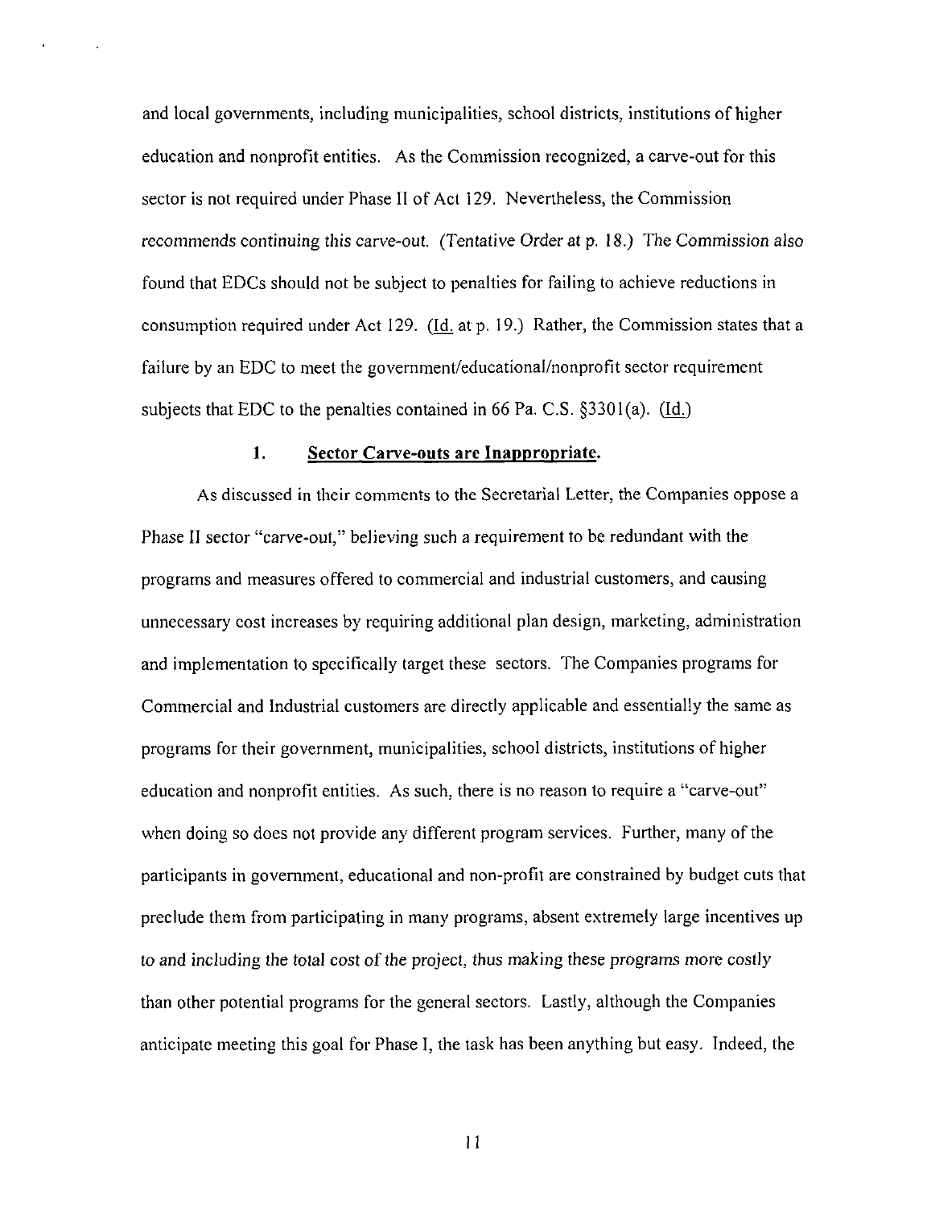and local governments, including municipalities, school districts, institutions of higher education and nonprofit entities. As the Commission recognized, a carve-out for this sector is not required under Phase II of Act 129. Nevertheless, the Commission recommends continuing this carve-out. (Tentative Order at p. 18.) The Commission also found that EDCs should not be subject to penalties for failing to achieve reductions in consumption required under Act 129. (Id. at p. 19.) Rather, the Commission states that a failure by an EDC to meet the government/educational/nonprofit sector requirement subjects that EDC to the penalties contained in 66 Pa. C.S. §3301(a). (Id.)

### 1. Sector Carve-outs are Inappropriate.

As discussed in their comments to the Secretarial Letter, the Companies oppose a Phase II sector "carve-out," believing such a requirement to be redundant with the programs and measures offered to commercial and industrial customers, and causing unnecessary cost increases by requiring additional plan design, marketing, administration and implementation to specifically target these sectors. The Companies programs for Commercial and Industrial customers are directly applicable and essentially the same as programs for their government, municipalities, school districts, institutions of higher education and nonprofit entities. As such, there is no reason to require a "carve-out" when doing so does not provide any different program services. Further, many of the participants in government, educational and non-profit are constrained by budget cuts that preclude them from participating in many programs, absent extremely large incentives up to and including the total cost of the project, thus making these programs more costly than other potential programs for the general sectors. Lastly, although the Companies anticipate meeting this goal for Phase I, the task has been anything but easy. Indeed, the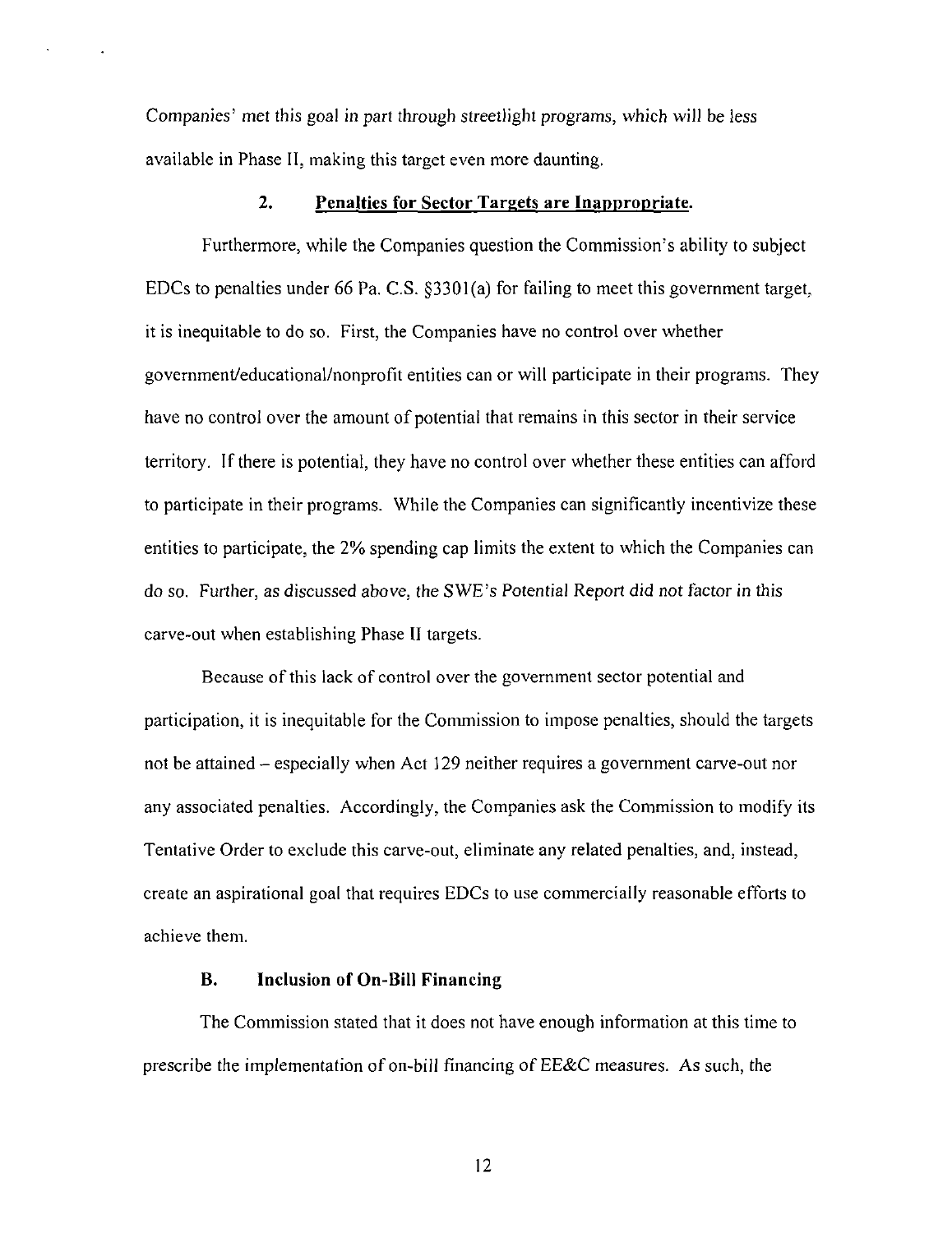Companies' met this goal in part through streetlight programs, which will be less available in Phase II, making this target even more daunting.

### 2. Penalties for Sector Targets are Inappropriate.

Furthermore, while the Companies question the Commission's ability to subject EDCs to penalties under 66 Pa. C.S. §3301(a) for failing to meet this government target, it is inequitable to do so. First, the Companies have no control over whether government/educational/nonprofit entities can or will participate in their programs. They have no control over the amount of potential that remains in this sector in their service territory. If there is potential, they have no control over whether these entities can afford to participate in their programs. While the Companies can significantly incentivize these entities to participate, the 2% spending cap limits the extent to which the Companies can do so. Further, as discussed above, the SWE's Potential Report did not factor in this carve-out when establishing Phase II targets.

Because of this lack of control over the government sector potential and participation, it is inequitable for the Commission to impose penalties, should the targets not be attained – especially when Act 129 neither requires a government carve-out nor any associated penalties. Accordingly, the Companies ask the Commission to modify its Tentative Order to exclude this carve-out, eliminate any related penalties, and, instead, create an aspirational goal that requires EDCs to use commercially reasonable efforts to achieve them.

### B. Inclusion of On-Bill Financing

The Commission stated that it does not have enough information at this time to prescribe the implementation of on-bill financing of EE&C measures. As such, the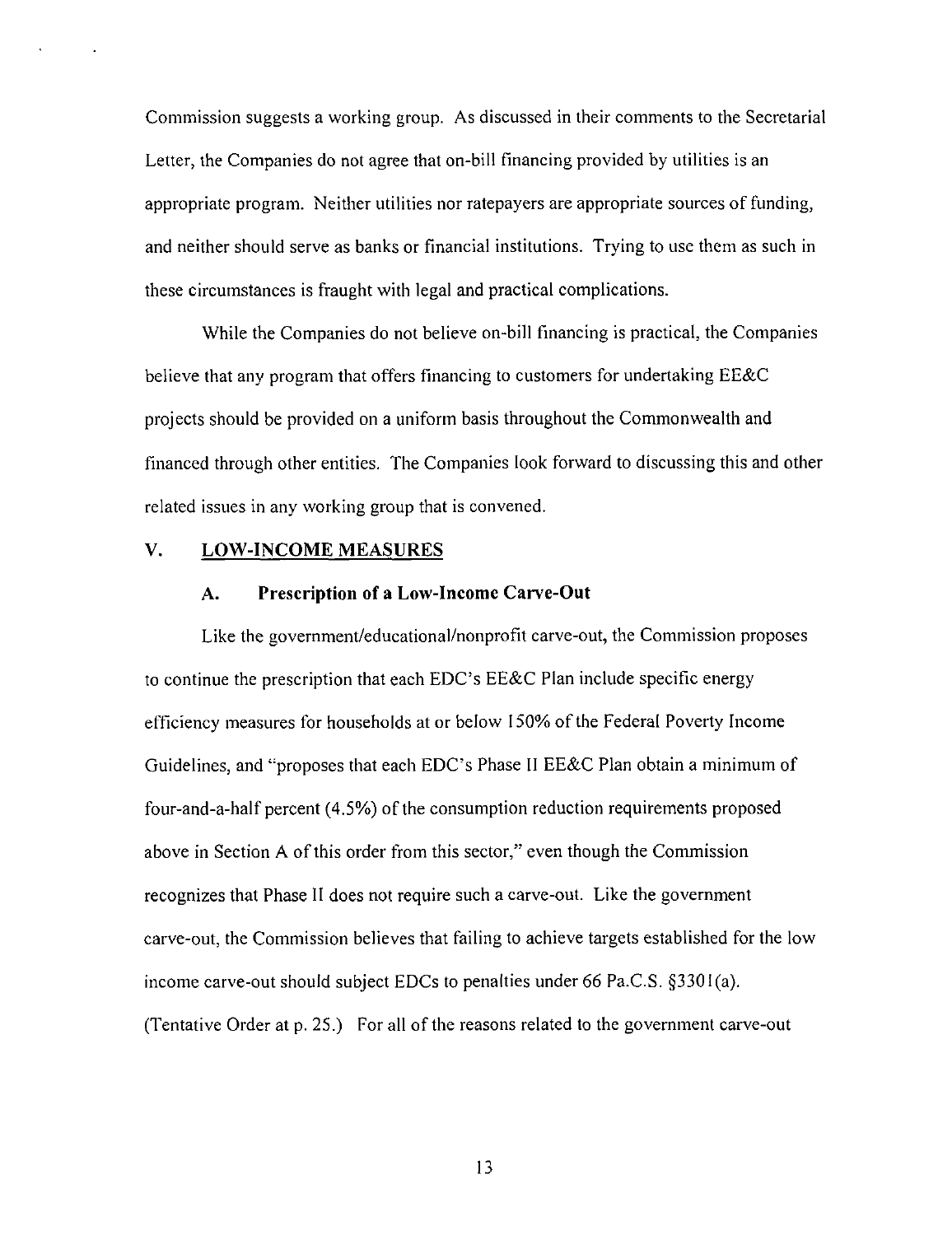Commission suggests a working group. As discussed in their comments to the Secretarial Letter, the Companies do not agree that on-bill financing provided by utilities is an appropriate program. Neither utilities nor ratepayers are appropriate sources of funding, and neither should serve as banks or financial institutions. Trying to use them as such in these circumstances is fraught with legal and practical complications.

While the Companies do not believe on-bill financing is practical, the Companies believe that any program that offers financing to customers for undertaking EE&C projects should be provided on a uniform basis throughout the Commonwealth and financed through other entities. The Companies look forward to discussing this and other related issues in any working group that is convened.

## V. LOW-INCOME MEASURES

### A. Prescription of a Low-Income Carve-Out

Like the government/educational/nonprofit carve-out, the Commission proposes to continue the prescription that each EDC's EE&C Plan include specific energy efficiency measures for households at or below 150% of the Federal Poverty Income Guidelines, and "proposes that each EDC's Phase II EE&C Plan obtain a minimum of four-and-a-half percent (4.5%) of the consumption reduction requirements proposed above in Section A of this order from this sector," even though the Commission recognizes that Phase II does not require such a carve-out. Like the government carve-out, the Commission believes that failing to achieve targets established for the low income carve-out should subject EDCs to penalties under 66 Pa.C.S. §3301(a). (Tentative Order at p. 25.) For all of the reasons related to the government carve-out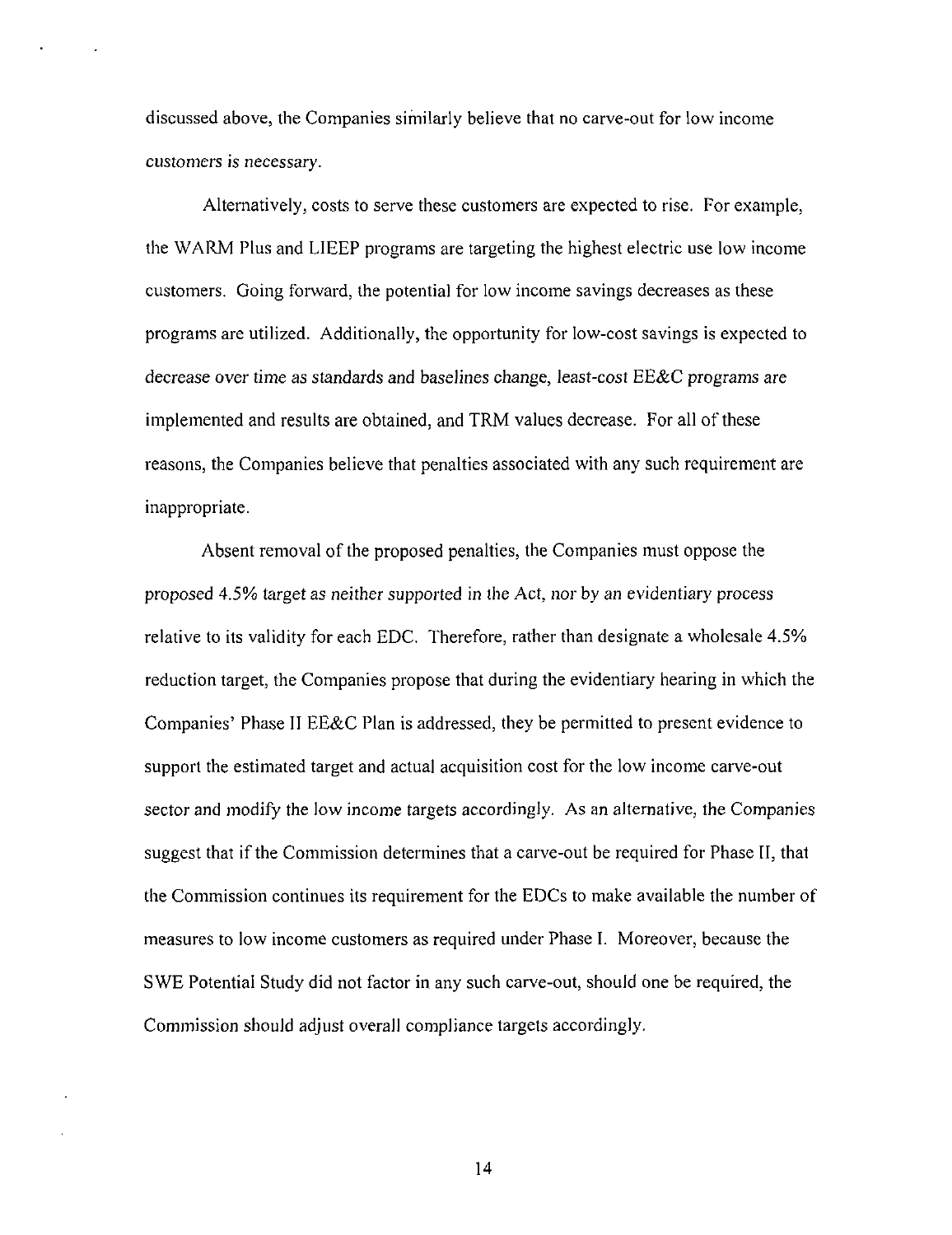discussed above, the Companies similarly believe that no carve-out for low income customers is necessary.

Alternatively, costs to serve these customers are expected to rise. For example, the WARM Plus and LIEEP programs are targeting the highest electric use low income customers. Going forward, the potential for low income savings decreases as these programs are utilized. Additionally, the opportunity for low-cost savings is expected to decrease over time as standards and baselines change, least-cost EE&C programs are implemented and results are obtained, and TRM values decrease. For all of these reasons, the Companies believe that penalties associated with any such requirement are inappropriate.

Absent removal of the proposed penalties, the Companies must oppose the proposed 4.5% target as neither supported in the Act, nor by an evidentiary process relative to its validity for each EDC. Therefore, rather than designate a wholesale 4.5% reduction target, the Companies propose that during the evidentiary hearing in which the Companies' Phase II EE&C Plan is addressed, they be permitted to present evidence to support the estimated target and actual acquisition cost for the low income carve-out sector and modify the low income targets accordingly. As an alternative, the Companies suggest that if the Commission determines that a carve-out be required for Phase II, that the Commission continues its requirement for the EDCs to make available the number of measures to low income customers as required under Phase I. Moreover, because the SWE Potential Study did not factor in any such carve-out, should one be required, the Commission should adjust overall compliance targets accordingly.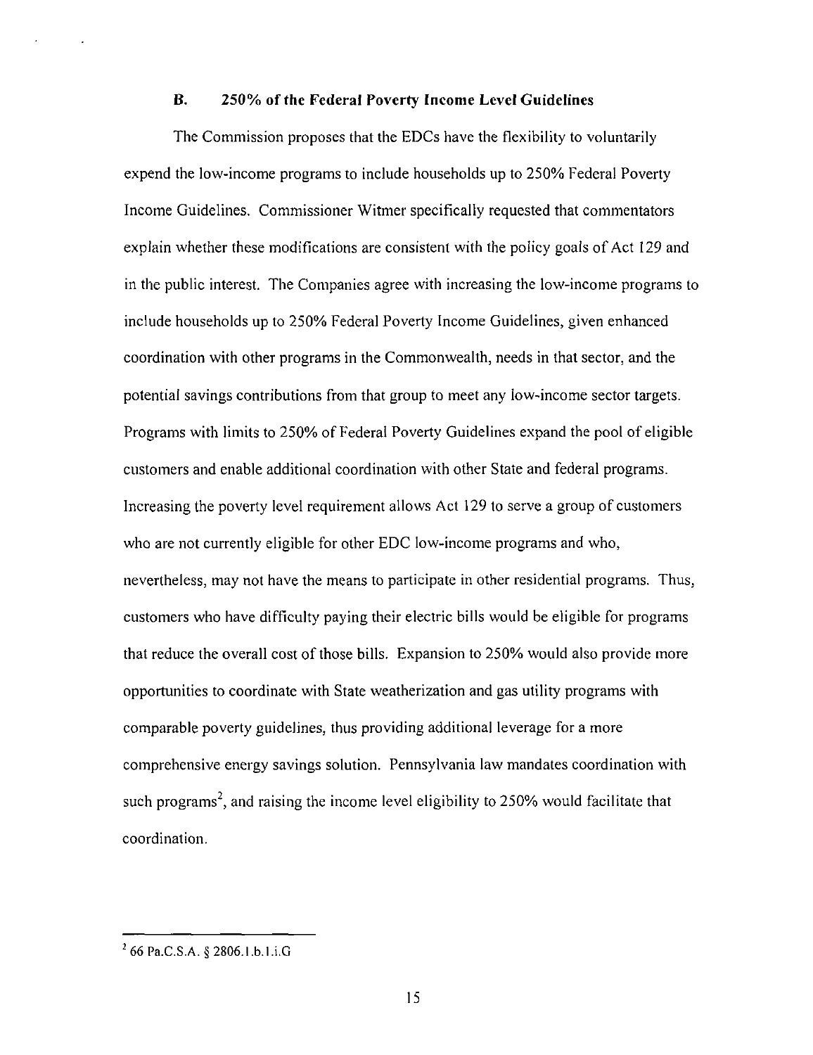### B. 250% of the Federal Poverty Income Level Guidelines

The Commission proposes that the EDCs have the flexibility to voluntarily expend the low-income programs to include households up to 250% Federal Poverty Income Guidelines. Commissioner Witmer specifically requested that commentators explain whether these modifications are consistent with the policy goals of Act 129 and in the public interest. The Companies agree with increasing the low-income programs to include households up to 250% Federal Poverty Income Guidelines, given enhanced coordination with other programs in the Commonwealth, needs in that sector, and the potential savings contributions from that group to meet any low-income sector targets. Programs with limits to 250% of Federal Poverty Guidelines expand the pool of eligible customers and enable additional coordination with other State and federal programs. Increasing the poverty level requirement allows Act 129 to serve a group of customers who are not currently eligible for other EDC low-income programs and who, nevertheless, may not have the means to participate in other residential programs. Thus, customers who have difficulty paying their electric bills would be eligible for programs that reduce the overall cost of those bills. Expansion to 250% would also provide more opportunities to coordinate with State weatherization and gas utility programs with comparable poverty guidelines, thus providing additional leverage for a more comprehensive energy savings solution. Pennsylvania law mandates coordination with such programs[2], and raising the income level eligibility to 250% would facilitate that coordination.

[2] 66 Pa.C.S.A. § 2806.1.b.1.i.G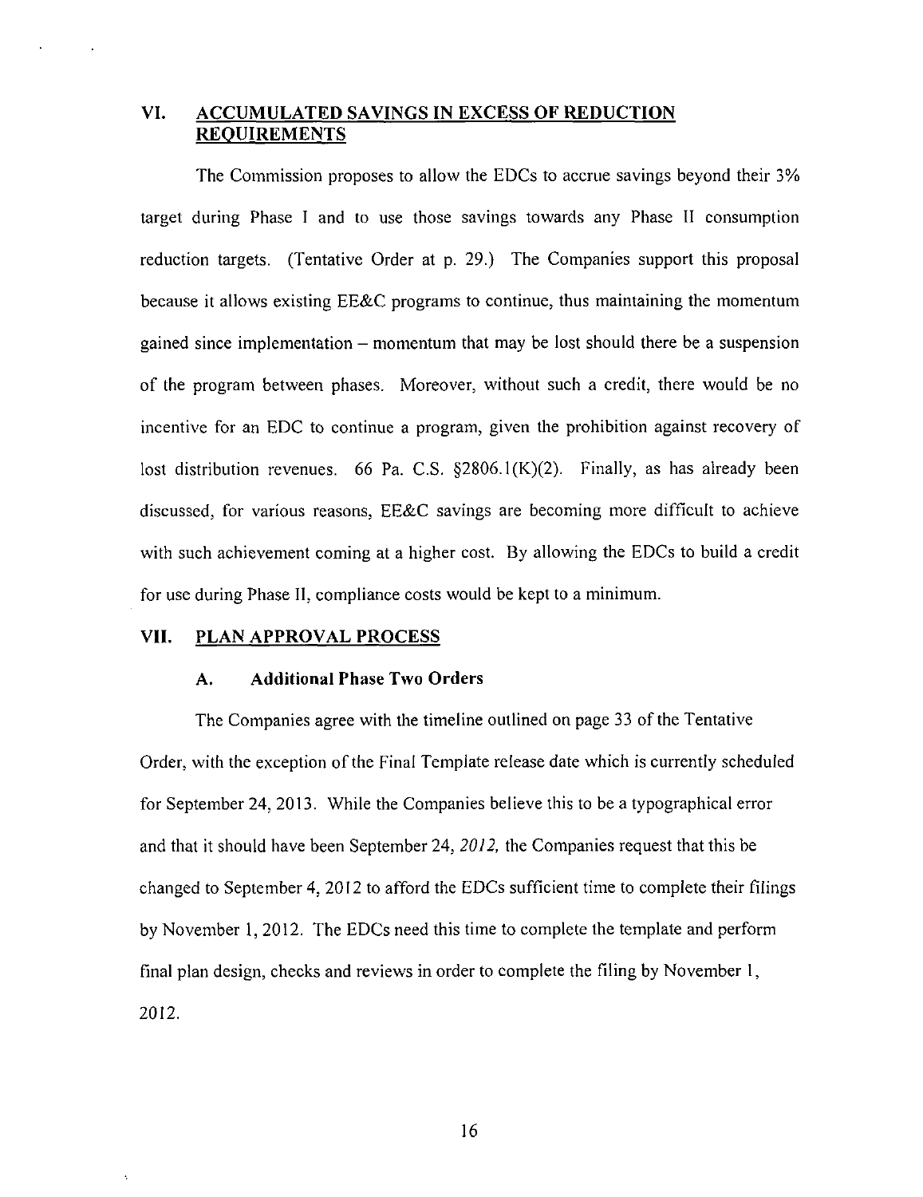## VI. ACCUMULATED SAVINGS IN EXCESS OF REDUCTION REQUIREMENTS

The Commission proposes to allow the EDCs to accrue savings beyond their 3% target during Phase I and to use those savings towards any Phase II consumption reduction targets. (Tentative Order at p. 29.) The Companies support this proposal because it allows existing EE&C programs to continue, thus maintaining the momentum gained since implementation – momentum that may be lost should there be a suspension of the program between phases. Moreover, without such a credit, there would be no incentive for an EDC to continue a program, given the prohibition against recovery of lost distribution revenues. 66 Pa. C.S. §2806.1(K)(2). Finally, as has already been discussed, for various reasons, EE&C savings are becoming more difficult to achieve with such achievement coming at a higher cost. By allowing the EDCs to build a credit for use during Phase II, compliance costs would be kept to a minimum.

## VII. PLAN APPROVAL PROCESS

### A. Additional Phase Two Orders

The Companies agree with the timeline outlined on page 33 of the Tentative Order, with the exception of the Final Template release date which is currently scheduled for September 24, 2013. While the Companies believe this to be a typographical error and that it should have been September 24, *2012*, the Companies request that this be changed to September 4, 2012 to afford the EDCs sufficient time to complete their filings by November 1, 2012. The EDCs need this time to complete the template and perform final plan design, checks and reviews in order to complete the filing by November 1, 2012.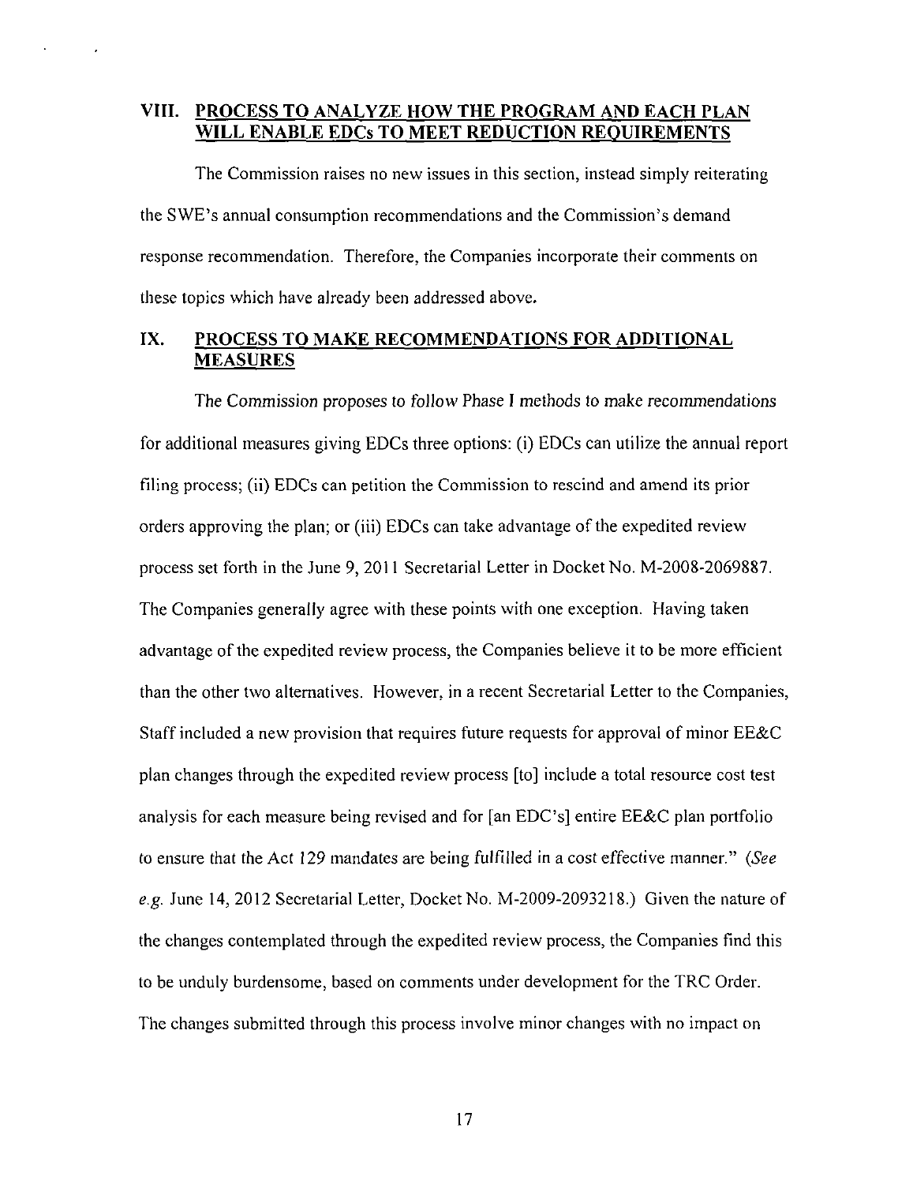## VIII. PROCESS TO ANALYZE HOW THE PROGRAM AND EACH PLAN WILL ENABLE EDCs TO MEET REDUCTION REQUIREMENTS

The Commission raises no new issues in this section, instead simply reiterating the SWE's annual consumption recommendations and the Commission's demand response recommendation. Therefore, the Companies incorporate their comments on these topics which have already been addressed above.

## IX. PROCESS TO MAKE RECOMMENDATIONS FOR ADDITIONAL MEASURES

The Commission proposes to follow Phase I methods to make recommendations for additional measures giving EDCs three options: (i) EDCs can utilize the annual report filing process; (ii) EDCs can petition the Commission to rescind and amend its prior orders approving the plan; or (iii) EDCs can take advantage of the expedited review process set forth in the June 9, 2011 Secretarial Letter in Docket No. M-2008-2069887. The Companies generally agree with these points with one exception. Having taken advantage of the expedited review process, the Companies believe it to be more efficient than the other two alternatives. However, in a recent Secretarial Letter to the Companies, Staff included a new provision that requires future requests for approval of minor EE&C plan changes through the expedited review process [to] include a total resource cost test analysis for each measure being revised and for [an EDC's] entire EE&C plan portfolio to ensure that the Act 129 mandates are being fulfilled in a cost effective manner." (*See e.g.* June 14, 2012 Secretarial Letter, Docket No. M-2009-2093218.) Given the nature of the changes contemplated through the expedited review process, the Companies find this to be unduly burdensome, based on comments under development for the TRC Order. The changes submitted through this process involve minor changes with no impact on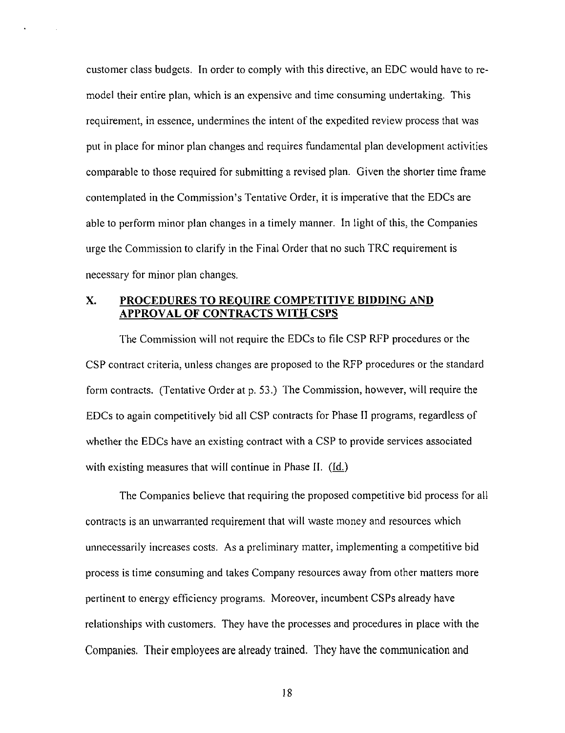customer class budgets. In order to comply with this directive, an EDC would have to re-model their entire plan, which is an expensive and time consuming undertaking. This requirement, in essence, undermines the intent of the expedited review process that was put in place for minor plan changes and requires fundamental plan development activities comparable to those required for submitting a revised plan. Given the shorter time frame contemplated in the Commission's Tentative Order, it is imperative that the EDCs are able to perform minor plan changes in a timely manner. In light of this, the Companies urge the Commission to clarify in the Final Order that no such TRC requirement is necessary for minor plan changes.

## X. PROCEDURES TO REQUIRE COMPETITIVE BIDDING AND APPROVAL OF CONTRACTS WITH CSPS

The Commission will not require the EDCs to file CSP RFP procedures or the CSP contract criteria, unless changes are proposed to the RFP procedures or the standard form contracts. (Tentative Order at p. 53.) The Commission, however, will require the EDCs to again competitively bid all CSP contracts for Phase II programs, regardless of whether the EDCs have an existing contract with a CSP to provide services associated with existing measures that will continue in Phase II. (Id.)

The Companies believe that requiring the proposed competitive bid process for all contracts is an unwarranted requirement that will waste money and resources which unnecessarily increases costs. As a preliminary matter, implementing a competitive bid process is time consuming and takes Company resources away from other matters more pertinent to energy efficiency programs. Moreover, incumbent CSPs already have relationships with customers. They have the processes and procedures in place with the Companies. Their employees are already trained. They have the communication and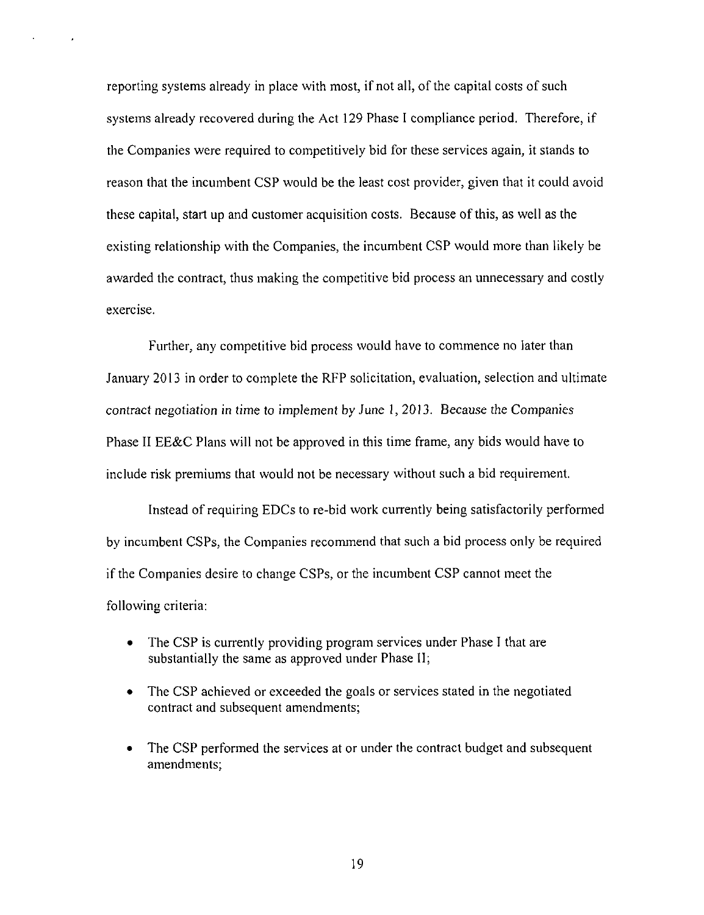reporting systems already in place with most, if not all, of the capital costs of such systems already recovered during the Act 129 Phase I compliance period. Therefore, if the Companies were required to competitively bid for these services again, it stands to reason that the incumbent CSP would be the least cost provider, given that it could avoid these capital, start up and customer acquisition costs. Because of this, as well as the existing relationship with the Companies, the incumbent CSP would more than likely be awarded the contract, thus making the competitive bid process an unnecessary and costly exercise.

Further, any competitive bid process would have to commence no later than January 2013 in order to complete the RFP solicitation, evaluation, selection and ultimate contract negotiation in time to implement by June 1, 2013. Because the Companies Phase II EE&C Plans will not be approved in this time frame, any bids would have to include risk premiums that would not be necessary without such a bid requirement.

Instead of requiring EDCs to re-bid work currently being satisfactorily performed by incumbent CSPs, the Companies recommend that such a bid process only be required if the Companies desire to change CSPs, or the incumbent CSP cannot meet the following criteria:

- The CSP is currently providing program services under Phase I that are substantially the same as approved under Phase II;
- The CSP achieved or exceeded the goals or services stated in the negotiated contract and subsequent amendments;
- The CSP performed the services at or under the contract budget and subsequent amendments;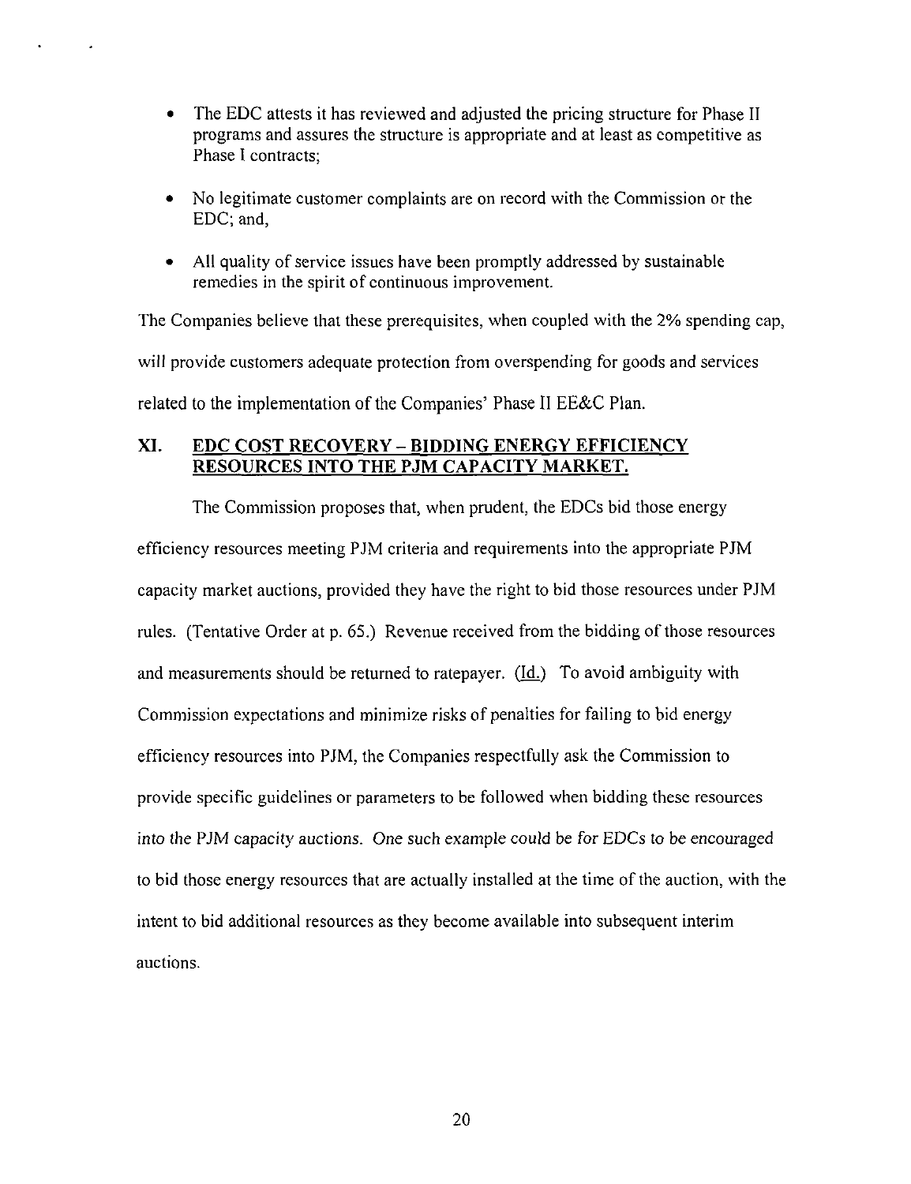- The EDC attests it has reviewed and adjusted the pricing structure for Phase II programs and assures the structure is appropriate and at least as competitive as Phase I contracts;
- No legitimate customer complaints are on record with the Commission or the EDC; and,
- All quality of service issues have been promptly addressed by sustainable remedies in the spirit of continuous improvement.

The Companies believe that these prerequisites, when coupled with the 2% spending cap, will provide customers adequate protection from overspending for goods and services related to the implementation of the Companies' Phase II EE&C Plan.

## XI. EDC COST RECOVERY – BIDDING ENERGY EFFICIENCY RESOURCES INTO THE PJM CAPACITY MARKET.

The Commission proposes that, when prudent, the EDCs bid those energy efficiency resources meeting PJM criteria and requirements into the appropriate PJM capacity market auctions, provided they have the right to bid those resources under PJM rules. (Tentative Order at p. 65.) Revenue received from the bidding of those resources and measurements should be returned to ratepayer. (Id.) To avoid ambiguity with Commission expectations and minimize risks of penalties for failing to bid energy efficiency resources into PJM, the Companies respectfully ask the Commission to provide specific guidelines or parameters to be followed when bidding these resources into the PJM capacity auctions. *One such example could be for EDCs to be encouraged* to bid those energy resources that are actually installed at the time of the auction, with the intent to bid additional resources as they become available into subsequent interim auctions.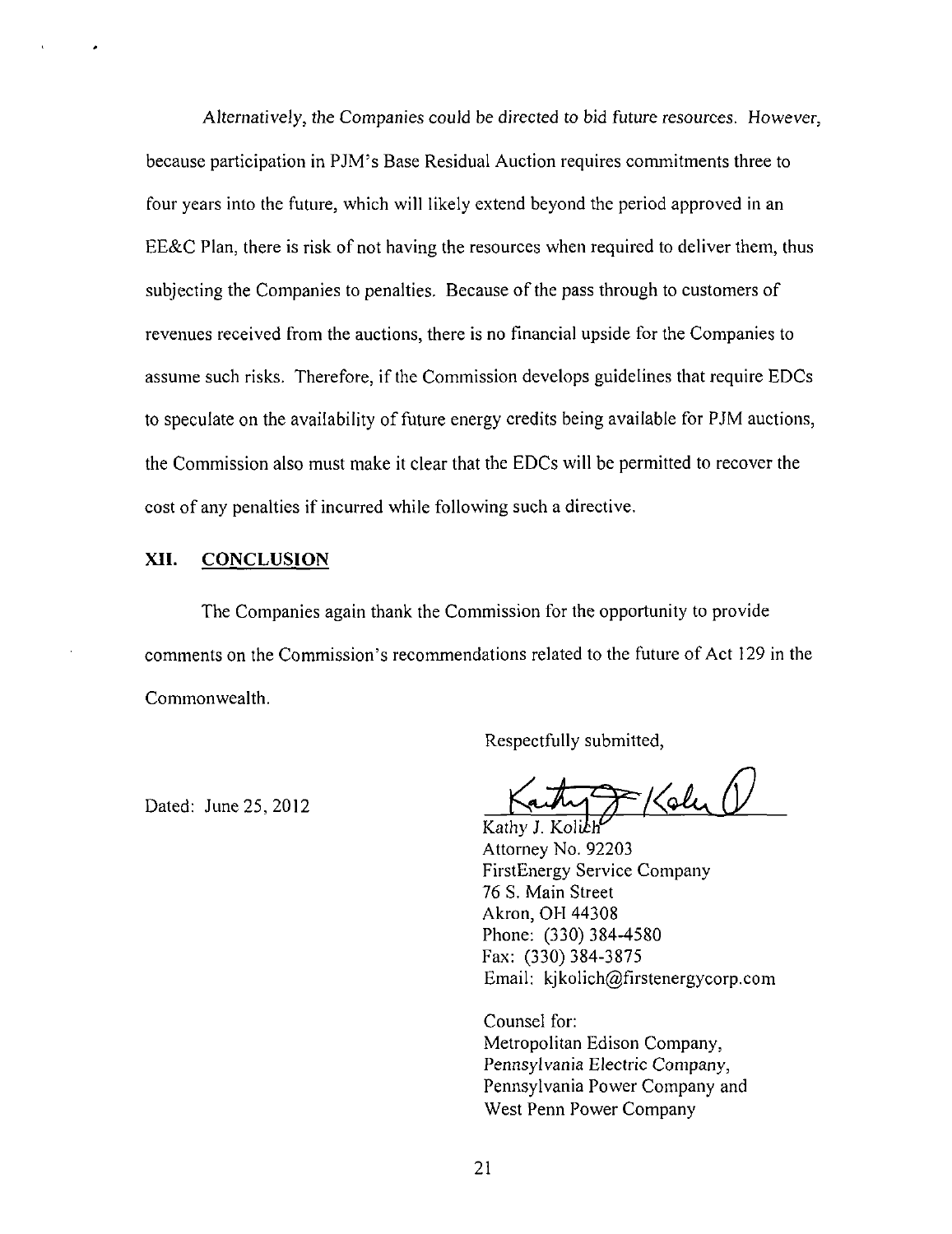Alternatively, the Companies could be directed to bid future resources. However, because participation in PJM's Base Residual Auction requires commitments three to four years into the future, which will likely extend beyond the period approved in an EE&C Plan, there is risk of not having the resources when required to deliver them, thus subjecting the Companies to penalties. Because of the pass through to customers of revenues received from the auctions, there is no financial upside for the Companies to assume such risks. Therefore, if the Commission develops guidelines that require EDCs to speculate on the availability of future energy credits being available for PJM auctions, the Commission also must make it clear that the EDCs will be permitted to recover the cost of any penalties if incurred while following such a directive.

## XII. CONCLUSION

The Companies again thank the Commission for the opportunity to provide comments on the Commission's recommendations related to the future of Act 129 in the Commonwealth.

Respectfully submitted,

Dated: June 25, 2012

Kathy J. Kolich
Attorney No. 92203
FirstEnergy Service Company
76 S. Main Street
Akron, OH 44308
Phone: (330) 384-4580
Fax: (330) 384-3875
Email: kjkolich@firstenergycorp.com

Counsel for:
Metropolitan Edison Company,
Pennsylvania Electric Company,
Pennsylvania Power Company and
West Penn Power Company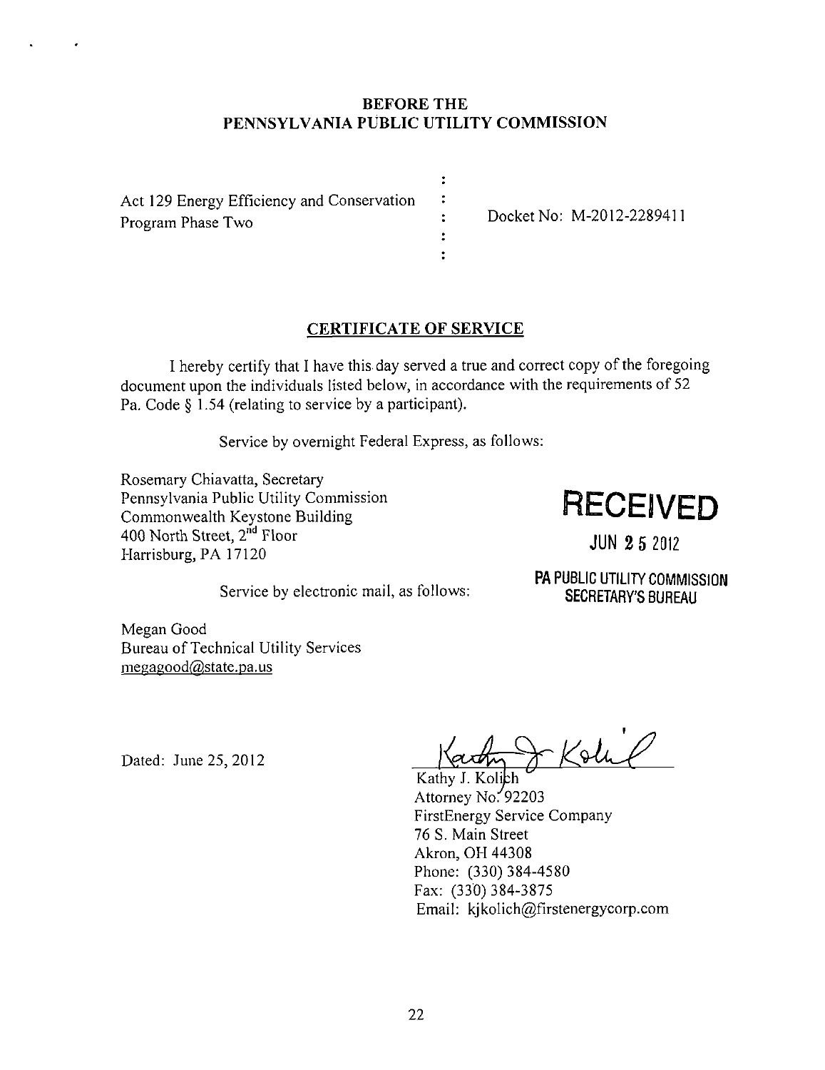**BEFORE THE**
**PENNSYLVANIA PUBLIC UTILITY COMMISSION**

| | | |
|---|---|---|
| Act 129 Energy Efficiency and Conservation Program Phase Two | : | Docket No: M-2012-2289411 |

## CERTIFICATE OF SERVICE

I hereby certify that I have this day served a true and correct copy of the foregoing document upon the individuals listed below, in accordance with the requirements of 52 Pa. Code § 1.54 (relating to service by a participant).

Service by overnight Federal Express, as follows:

Rosemary Chiavatta, Secretary
Pennsylvania Public Utility Commission
Commonwealth Keystone Building
400 North Street, 2nd Floor
Harrisburg, PA 17120

**RECEIVED**
**JUN 25 2012**
**PA PUBLIC UTILITY COMMISSION**
**SECRETARY'S BUREAU**

Service by electronic mail, as follows:

Megan Good
Bureau of Technical Utility Services
megagood@state.pa.us

Dated: June 25, 2012

Kathy J. Kolich
Attorney No. 92203
FirstEnergy Service Company
76 S. Main Street
Akron, OH 44308
Phone: (330) 384-4580
Fax: (330) 384-3875
Email: kjkolich@firstenergycorp.com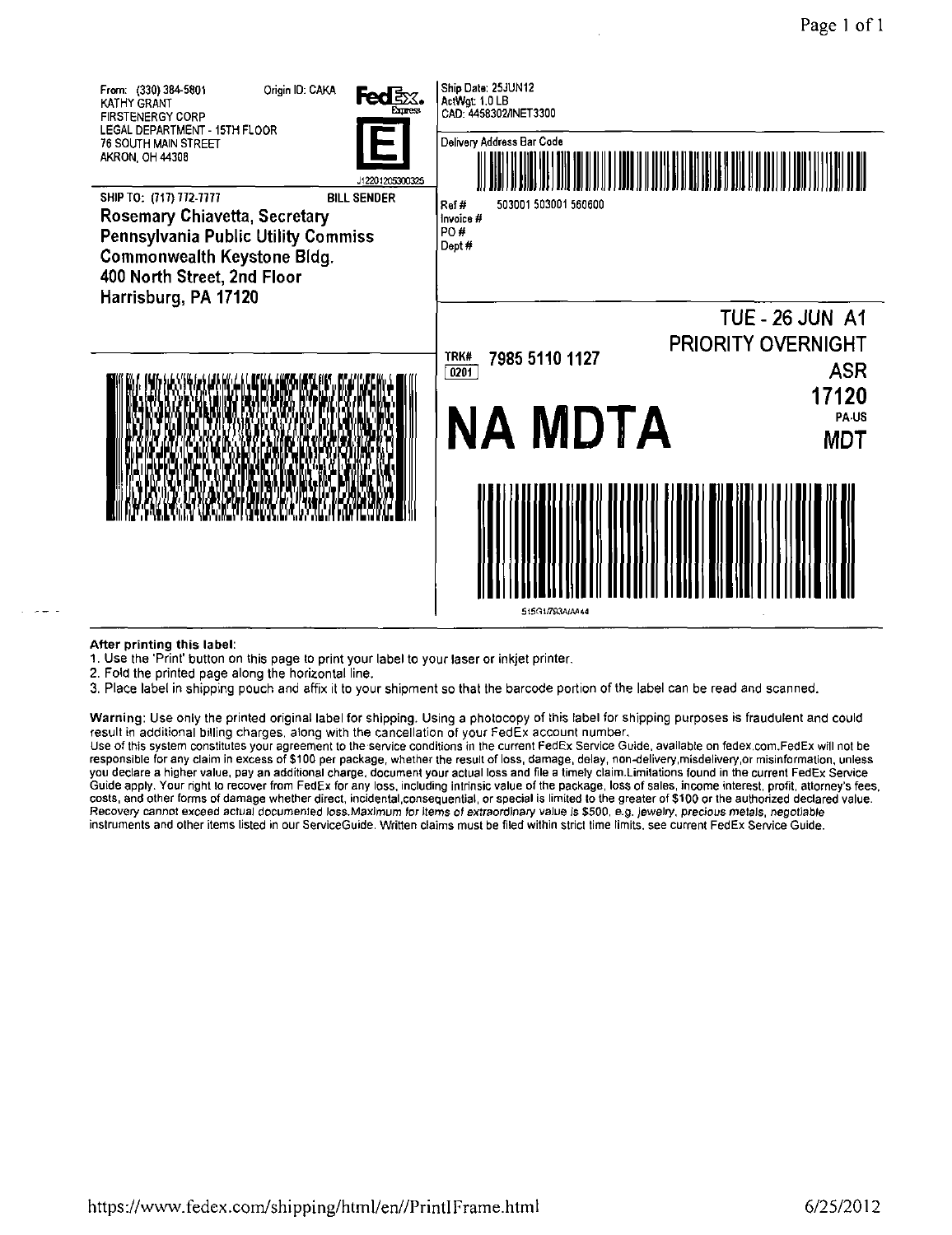From: (330) 384-5801
KATHY GRANT
FIRSTENERGY CORP
LEGAL DEPARTMENT - 15TH FLOOR
76 SOUTH MAIN STREET
AKRON, OH 44308

Origin ID: CAKA

FedEx. Express

E

J12201205300325

Ship Date: 25JUN12
ActWgt: 1.0 LB
CAD: 4458302/INET3300

Delivery Address Bar Code

SHIP TO: (717) 772-7777 BILL SENDER

**Rosemary Chiavetta, Secretary**
**Pennsylvania Public Utility Commiss**
**Commonwealth Keystone Bldg.**
**400 North Street, 2nd Floor**
**Harrisburg, PA 17120**

Ref # 503001 503001 560600
Invoice #
PO #
Dept #

**TUE - 26 JUN A1**
**PRIORITY OVERNIGHT**

TRK# 0201 **7985 5110 1127**

**ASR**

**17120**
PA-US
**MDT**

# NA MDTA

515G1/793A/AA44

**After printing this label:**

1. Use the 'Print' button on this page to print your label to your laser or inkjet printer.
2. Fold the printed page along the horizontal line.
3. Place label in shipping pouch and affix it to your shipment so that the barcode portion of the label can be read and scanned.

**Warning:** Use only the printed original label for shipping. Using a photocopy of this label for shipping purposes is fraudulent and could result in additional billing charges, along with the cancellation of your FedEx account number.
Use of this system constitutes your agreement to the service conditions in the current FedEx Service Guide, available on fedex.com.FedEx will not be responsible for any claim in excess of $100 per package, whether the result of loss, damage, delay, non-delivery,misdelivery,or misinformation, unless you declare a higher value, pay an additional charge, document your actual loss and file a timely claim.Limitations found in the current FedEx Service Guide apply. Your right to recover from FedEx for any loss, including intrinsic value of the package, loss of sales, income interest, profit, attorney's fees, costs, and other forms of damage whether direct, incidental,consequential, or special is limited to the greater of $100 or the authorized declared value. Recovery cannot exceed actual documented loss.Maximum for items of extraordinary value is $500, e.g. jewelry, precious metals, negotiable instruments and other items listed in our ServiceGuide. Written claims must be filed within strict time limits, see current FedEx Service Guide.

https://www.fedex.com/shipping/html/en//PrintIFrame.html 6/25/2012